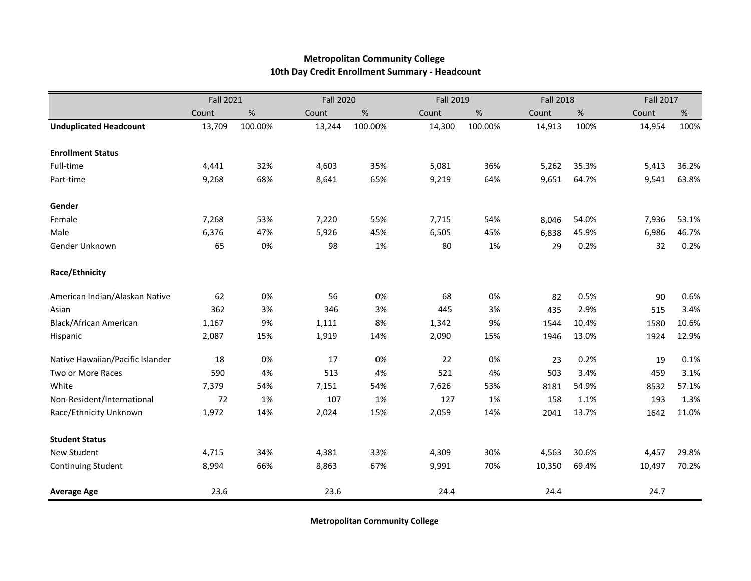## Metropolitan Community College
## 10th Day Credit Enrollment Summary - Headcount

| | Fall 2021 | | Fall 2020 | | Fall 2019 | | Fall 2018 | | Fall 2017 | |
|---|---|---|---|---|---|---|---|---|---|---|
| | Count | % | Count | % | Count | % | Count | % | Count | % |
| **Unduplicated Headcount** | 13,709 | 100.00% | 13,244 | 100.00% | 14,300 | 100.00% | 14,913 | 100% | 14,954 | 100% |
| **Enrollment Status** | | | | | | | | | | |
| Full-time | 4,441 | 32% | 4,603 | 35% | 5,081 | 36% | 5,262 | 35.3% | 5,413 | 36.2% |
| Part-time | 9,268 | 68% | 8,641 | 65% | 9,219 | 64% | 9,651 | 64.7% | 9,541 | 63.8% |
| **Gender** | | | | | | | | | | |
| Female | 7,268 | 53% | 7,220 | 55% | 7,715 | 54% | 8,046 | 54.0% | 7,936 | 53.1% |
| Male | 6,376 | 47% | 5,926 | 45% | 6,505 | 45% | 6,838 | 45.9% | 6,986 | 46.7% |
| Gender Unknown | 65 | 0% | 98 | 1% | 80 | 1% | 29 | 0.2% | 32 | 0.2% |
| **Race/Ethnicity** | | | | | | | | | | |
| American Indian/Alaskan Native | 62 | 0% | 56 | 0% | 68 | 0% | 82 | 0.5% | 90 | 0.6% |
| Asian | 362 | 3% | 346 | 3% | 445 | 3% | 435 | 2.9% | 515 | 3.4% |
| Black/African American | 1,167 | 9% | 1,111 | 8% | 1,342 | 9% | 1544 | 10.4% | 1580 | 10.6% |
| Hispanic | 2,087 | 15% | 1,919 | 14% | 2,090 | 15% | 1946 | 13.0% | 1924 | 12.9% |
| Native Hawaiian/Pacific Islander | 18 | 0% | 17 | 0% | 22 | 0% | 23 | 0.2% | 19 | 0.1% |
| Two or More Races | 590 | 4% | 513 | 4% | 521 | 4% | 503 | 3.4% | 459 | 3.1% |
| White | 7,379 | 54% | 7,151 | 54% | 7,626 | 53% | 8181 | 54.9% | 8532 | 57.1% |
| Non-Resident/International | 72 | 1% | 107 | 1% | 127 | 1% | 158 | 1.1% | 193 | 1.3% |
| Race/Ethnicity Unknown | 1,972 | 14% | 2,024 | 15% | 2,059 | 14% | 2041 | 13.7% | 1642 | 11.0% |
| **Student Status** | | | | | | | | | | |
| New Student | 4,715 | 34% | 4,381 | 33% | 4,309 | 30% | 4,563 | 30.6% | 4,457 | 29.8% |
| Continuing Student | 8,994 | 66% | 8,863 | 67% | 9,991 | 70% | 10,350 | 69.4% | 10,497 | 70.2% |
| **Average Age** | 23.6 | | 23.6 | | 24.4 | | 24.4 | | 24.7 | |

**Metropolitan Community College**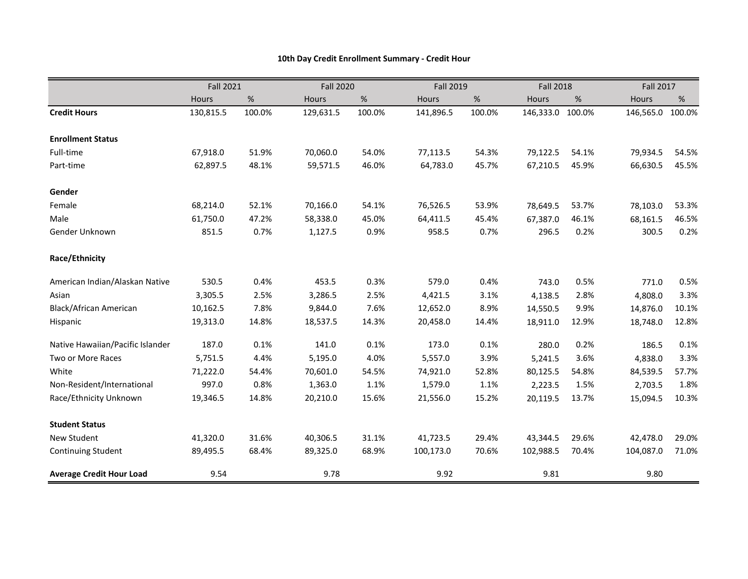**10th Day Credit Enrollment Summary - Credit Hour**

| | Fall 2021 | | Fall 2020 | | Fall 2019 | | Fall 2018 | | Fall 2017 | |
|---|---|---|---|---|---|---|---|---|---|---|
| | Hours | % | Hours | % | Hours | % | Hours | % | Hours | % |
| **Credit Hours** | 130,815.5 | 100.0% | 129,631.5 | 100.0% | 141,896.5 | 100.0% | 146,333.0 | 100.0% | 146,565.0 | 100.0% |
| **Enrollment Status** | | | | | | | | | | |
| Full-time | 67,918.0 | 51.9% | 70,060.0 | 54.0% | 77,113.5 | 54.3% | 79,122.5 | 54.1% | 79,934.5 | 54.5% |
| Part-time | 62,897.5 | 48.1% | 59,571.5 | 46.0% | 64,783.0 | 45.7% | 67,210.5 | 45.9% | 66,630.5 | 45.5% |
| **Gender** | | | | | | | | | | |
| Female | 68,214.0 | 52.1% | 70,166.0 | 54.1% | 76,526.5 | 53.9% | 78,649.5 | 53.7% | 78,103.0 | 53.3% |
| Male | 61,750.0 | 47.2% | 58,338.0 | 45.0% | 64,411.5 | 45.4% | 67,387.0 | 46.1% | 68,161.5 | 46.5% |
| Gender Unknown | 851.5 | 0.7% | 1,127.5 | 0.9% | 958.5 | 0.7% | 296.5 | 0.2% | 300.5 | 0.2% |
| **Race/Ethnicity** | | | | | | | | | | |
| American Indian/Alaskan Native | 530.5 | 0.4% | 453.5 | 0.3% | 579.0 | 0.4% | 743.0 | 0.5% | 771.0 | 0.5% |
| Asian | 3,305.5 | 2.5% | 3,286.5 | 2.5% | 4,421.5 | 3.1% | 4,138.5 | 2.8% | 4,808.0 | 3.3% |
| Black/African American | 10,162.5 | 7.8% | 9,844.0 | 7.6% | 12,652.0 | 8.9% | 14,550.5 | 9.9% | 14,876.0 | 10.1% |
| Hispanic | 19,313.0 | 14.8% | 18,537.5 | 14.3% | 20,458.0 | 14.4% | 18,911.0 | 12.9% | 18,748.0 | 12.8% |
| Native Hawaiian/Pacific Islander | 187.0 | 0.1% | 141.0 | 0.1% | 173.0 | 0.1% | 280.0 | 0.2% | 186.5 | 0.1% |
| Two or More Races | 5,751.5 | 4.4% | 5,195.0 | 4.0% | 5,557.0 | 3.9% | 5,241.5 | 3.6% | 4,838.0 | 3.3% |
| White | 71,222.0 | 54.4% | 70,601.0 | 54.5% | 74,921.0 | 52.8% | 80,125.5 | 54.8% | 84,539.5 | 57.7% |
| Non-Resident/International | 997.0 | 0.8% | 1,363.0 | 1.1% | 1,579.0 | 1.1% | 2,223.5 | 1.5% | 2,703.5 | 1.8% |
| Race/Ethnicity Unknown | 19,346.5 | 14.8% | 20,210.0 | 15.6% | 21,556.0 | 15.2% | 20,119.5 | 13.7% | 15,094.5 | 10.3% |
| **Student Status** | | | | | | | | | | |
| New Student | 41,320.0 | 31.6% | 40,306.5 | 31.1% | 41,723.5 | 29.4% | 43,344.5 | 29.6% | 42,478.0 | 29.0% |
| Continuing Student | 89,495.5 | 68.4% | 89,325.0 | 68.9% | 100,173.0 | 70.6% | 102,988.5 | 70.4% | 104,087.0 | 71.0% |
| **Average Credit Hour Load** | 9.54 | | 9.78 | | 9.92 | | 9.81 | | 9.80 | |